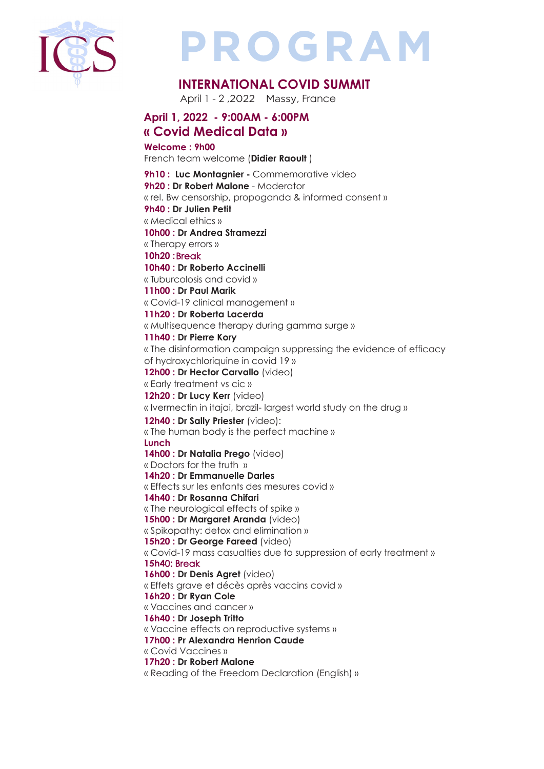ICS

# PROGRAM

## INTERNATIONAL COVID SUMMIT

April 1 - 2 ,2022    Massy, France

### April 1, 2022 - 9:00AM - 6:00PM
### « Covid Medical Data »

**Welcome : 9h00**
French team welcome (**Didier Raoult** )

**9h10 : Luc Montagnier -** Commemorative video
**9h20 : Dr Robert Malone** - Moderator
« rel. Bw censorship, propoganda & informed consent »
**9h40 : Dr Julien Petit**
« Medical ethics »
**10h00 : Dr Andrea Stramezzi**
« Therapy errors »
**10h20 :** Break
**10h40 : Dr Roberto Accinelli**
« Tuburcolosis and covid »
**11h00 : Dr Paul Marik**
« Covid-19 clinical management »
**11h20 : Dr Roberta Lacerda**
« Multisequence therapy during gamma surge »
**11h40 : Dr Pierre Kory**
« The disinformation campaign suppressing the evidence of efficacy of hydroxychloriquine in covid 19 »
**12h00 : Dr Hector Carvallo** (video)
« Early treatment vs cic »
**12h20 : Dr Lucy Kerr** (video)
« Ivermectin in itajai, brazil- largest world study on the drug »
**12h40 : Dr Sally Priester** (video):
« The human body is the perfect machine »
**Lunch**
**14h00 : Dr Natalia Prego** (video)
« Doctors for the truth »
**14h20 : Dr Emmanuelle Darles**
« Effects sur les enfants des mesures covid »
**14h40 : Dr Rosanna Chifari**
« The neurological effects of spike »
**15h00 : Dr Margaret Aranda** (video)
« Spikopathy: detox and elimination »
**15h20 : Dr George Fareed** (video)
« Covid-19 mass casualties due to suppression of early treatment »
**15h40:** Break
**16h00 : Dr Denis Agret** (video)
« Effets grave et décès après vaccins covid »
**16h20 : Dr Ryan Cole**
« Vaccines and cancer »
**16h40 : Dr Joseph Tritto**
« Vaccine effects on reproductive systems »
**17h00 : Pr Alexandra Henrion Caude**
« Covid Vaccines »
**17h20 : Dr Robert Malone**
« Reading of the Freedom Declaration (English) »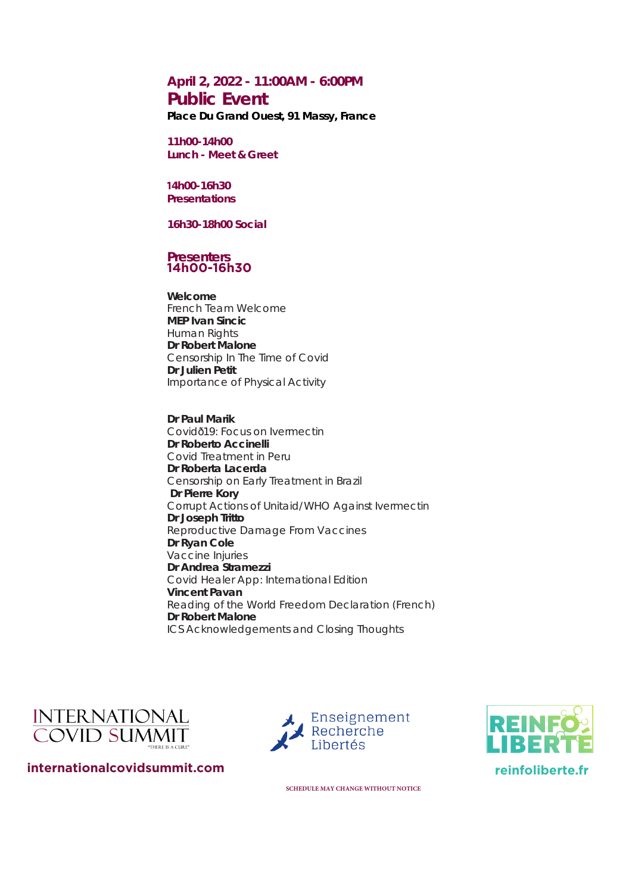**April 2, 2022 - 11:00AM - 6:00PM**

# Public Event

**Place Du Grand Ouest, 91 Massy, France**

**11h00-14h00**
**Lunch - Meet & Greet**

**14h00-16h30**
**Presentations**

**16h30-18h00 Social**

## Presenters
## 14h00-16h30

**Welcome**
French Team Welcome
**MEP Ivan Sincic**
Human Rights
**Dr Robert Malone**
Censorship In The Time of Covid
**Dr Julien Petit**
Importance of Physical Activity

**Dr Paul Marik**
Covidð19: Focus on Ivermectin
**Dr Roberto Accinelli**
Covid Treatment in Peru
**Dr Roberta Lacerda**
Censorship on Early Treatment in Brazil
**Dr Pierre Kory**
Corrupt Actions of Unitaid/WHO Against Ivermectin
**Dr Joseph Tritto**
Reproductive Damage From Vaccines
**Dr Ryan Cole**
Vaccine Injuries
**Dr Andrea Stramezzi**
Covid Healer App: International Edition
**Vincent Pavan**
Reading of the World Freedom Declaration (French)
**Dr Robert Malone**
ICS Acknowledgements and Closing Thoughts

INTERNATIONAL COVID SUMMIT "THERE IS A CURE"

**internationalcovidsummit.com**

Enseignement Recherche Libertés

REINFO LIBERTÉ

**reinfoliberte.fr**

SCHEDULE MAY CHANGE WITHOUT NOTICE